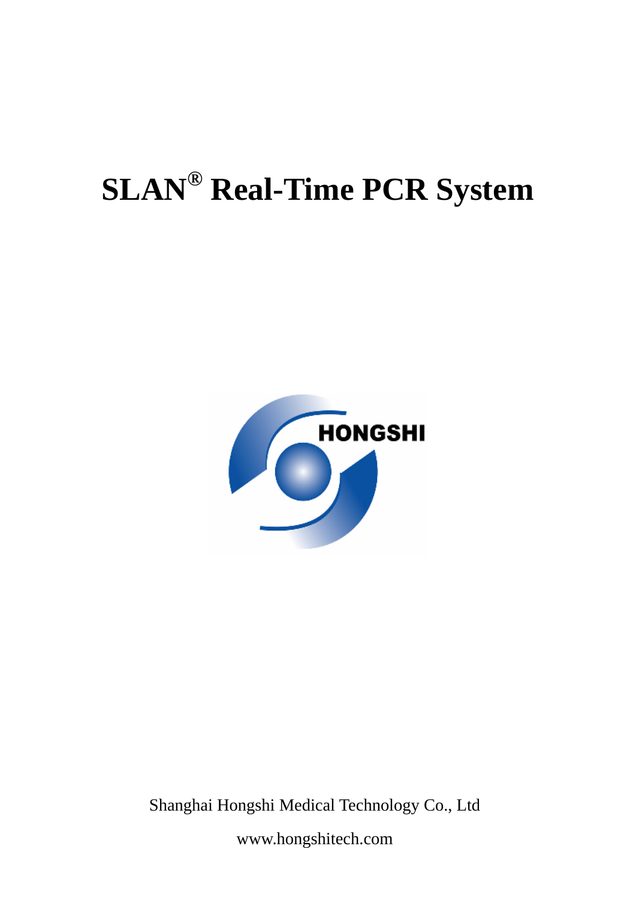# SLAN® Real-Time PCR System

HONGSHI

Shanghai Hongshi Medical Technology Co., Ltd

www.hongshitech.com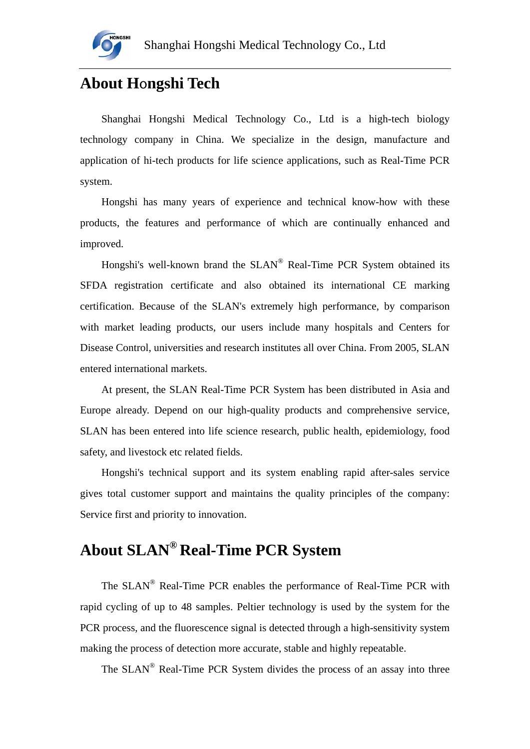## About Hongshi Tech

Shanghai Hongshi Medical Technology Co., Ltd is a high-tech biology technology company in China. We specialize in the design, manufacture and application of hi-tech products for life science applications, such as Real-Time PCR system.

Hongshi has many years of experience and technical know-how with these products, the features and performance of which are continually enhanced and improved.

Hongshi's well-known brand the SLAN® Real-Time PCR System obtained its SFDA registration certificate and also obtained its international CE marking certification. Because of the SLAN's extremely high performance, by comparison with market leading products, our users include many hospitals and Centers for Disease Control, universities and research institutes all over China. From 2005, SLAN entered international markets.

At present, the SLAN Real-Time PCR System has been distributed in Asia and Europe already. Depend on our high-quality products and comprehensive service, SLAN has been entered into life science research, public health, epidemiology, food safety, and livestock etc related fields.

Hongshi's technical support and its system enabling rapid after-sales service gives total customer support and maintains the quality principles of the company: Service first and priority to innovation.

## About SLAN® Real-Time PCR System

The SLAN® Real-Time PCR enables the performance of Real-Time PCR with rapid cycling of up to 48 samples. Peltier technology is used by the system for the PCR process, and the fluorescence signal is detected through a high-sensitivity system making the process of detection more accurate, stable and highly repeatable.

The SLAN® Real-Time PCR System divides the process of an assay into three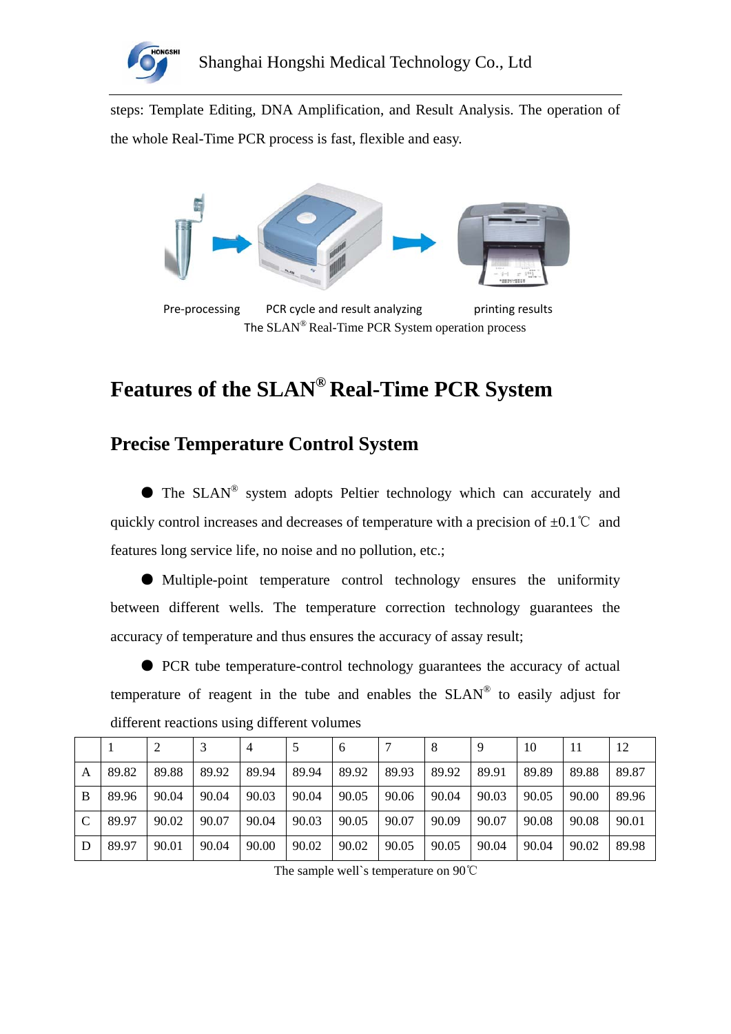steps: Template Editing, DNA Amplification, and Result Analysis. The operation of the whole Real-Time PCR process is fast, flexible and easy.

Pre-processing PCR cycle and result analyzing printing results

The SLAN® Real-Time PCR System operation process

# Features of the SLAN® Real-Time PCR System

## Precise Temperature Control System

- The SLAN® system adopts Peltier technology which can accurately and quickly control increases and decreases of temperature with a precision of ±0.1℃ and features long service life, no noise and no pollution, etc.;
- Multiple-point temperature control technology ensures the uniformity between different wells. The temperature correction technology guarantees the accuracy of temperature and thus ensures the accuracy of assay result;
- PCR tube temperature-control technology guarantees the accuracy of actual temperature of reagent in the tube and enables the SLAN® to easily adjust for different reactions using different volumes

| | 1 | 2 | 3 | 4 | 5 | 6 | 7 | 8 | 9 | 10 | 11 | 12 |
|---|---|---|---|---|---|---|---|---|---|---|---|---|
| A | 89.82 | 89.88 | 89.92 | 89.94 | 89.94 | 89.92 | 89.93 | 89.92 | 89.91 | 89.89 | 89.88 | 89.87 |
| B | 89.96 | 90.04 | 90.04 | 90.03 | 90.04 | 90.05 | 90.06 | 90.04 | 90.03 | 90.05 | 90.00 | 89.96 |
| C | 89.97 | 90.02 | 90.07 | 90.04 | 90.03 | 90.05 | 90.07 | 90.09 | 90.07 | 90.08 | 90.08 | 90.01 |
| D | 89.97 | 90.01 | 90.04 | 90.00 | 90.02 | 90.02 | 90.05 | 90.05 | 90.04 | 90.04 | 90.02 | 89.98 |

The sample well`s temperature on 90℃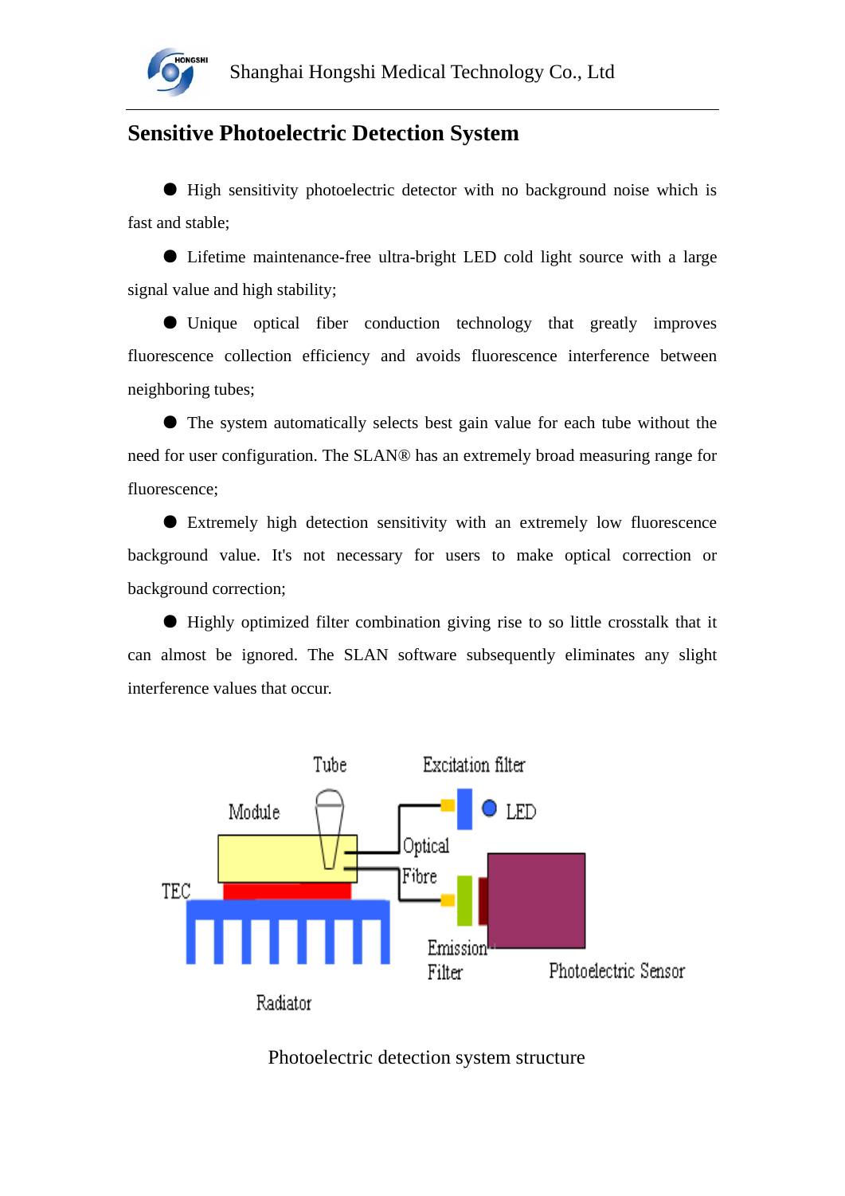## Sensitive Photoelectric Detection System

- High sensitivity photoelectric detector with no background noise which is fast and stable;
- Lifetime maintenance-free ultra-bright LED cold light source with a large signal value and high stability;
- Unique optical fiber conduction technology that greatly improves fluorescence collection efficiency and avoids fluorescence interference between neighboring tubes;
- The system automatically selects best gain value for each tube without the need for user configuration. The SLAN® has an extremely broad measuring range for fluorescence;
- Extremely high detection sensitivity with an extremely low fluorescence background value. It's not necessary for users to make optical correction or background correction;
- Highly optimized filter combination giving rise to so little crosstalk that it can almost be ignored. The SLAN software subsequently eliminates any slight interference values that occur.

Photoelectric detection system structure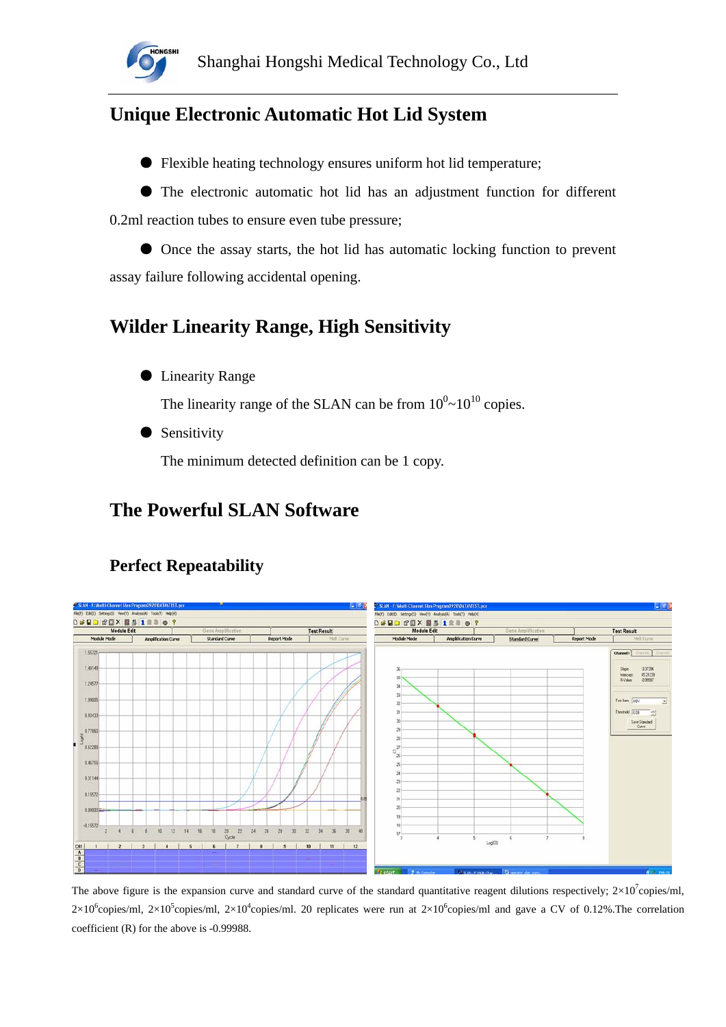## Unique Electronic Automatic Hot Lid System

- Flexible heating technology ensures uniform hot lid temperature;
- The electronic automatic hot lid has an adjustment function for different 0.2ml reaction tubes to ensure even tube pressure;
- Once the assay starts, the hot lid has automatic locking function to prevent assay failure following accidental opening.

## Wilder Linearity Range, High Sensitivity

- Linearity Range

  The linearity range of the SLAN can be from $10^0$~$10^{10}$ copies.

- Sensitivity

  The minimum detected definition can be 1 copy.

## The Powerful SLAN Software

### Perfect Repeatability

The above figure is the expansion curve and standard curve of the standard quantitative reagent dilutions respectively; $2\times10^7$copies/ml, $2\times10^6$copies/ml, $2\times10^5$copies/ml, $2\times10^4$copies/ml. 20 replicates were run at $2\times10^6$copies/ml and gave a CV of 0.12%.The correlation coefficient (R) for the above is -0.99988.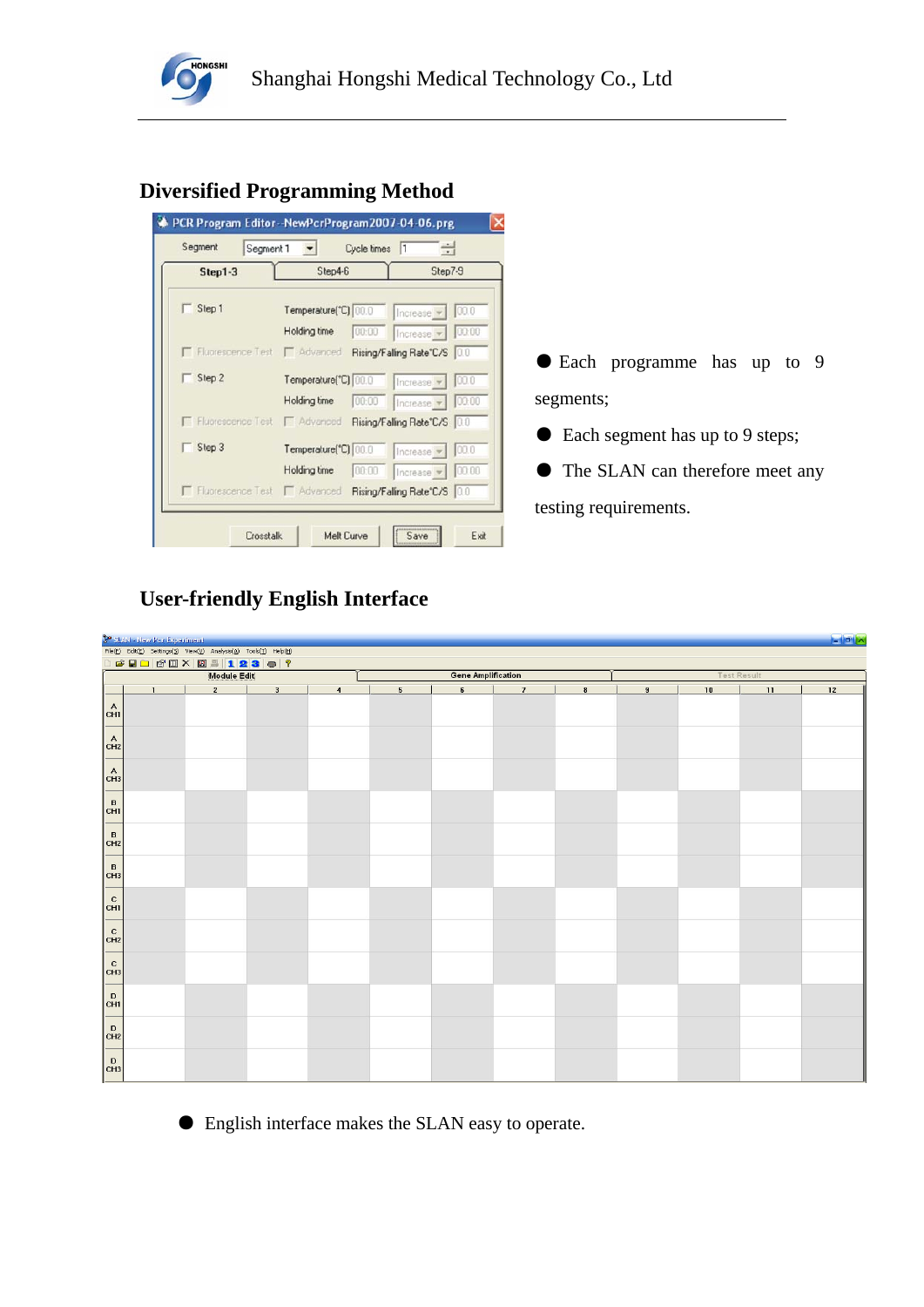## Diversified Programming Method

- Each programme has up to 9 segments;
- Each segment has up to 9 steps;
- The SLAN can therefore meet any testing requirements.

## User-friendly English Interface

- English interface makes the SLAN easy to operate.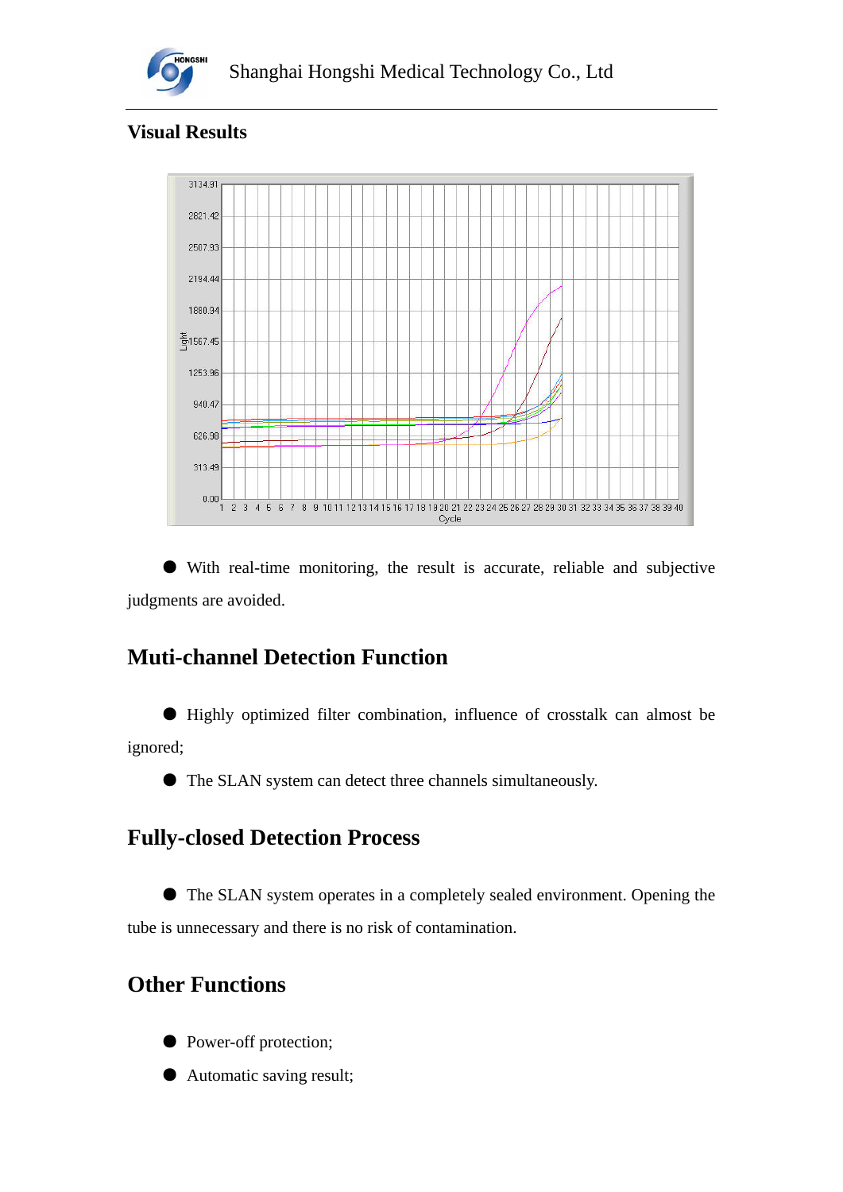## Visual Results

- With real-time monitoring, the result is accurate, reliable and subjective judgments are avoided.

## Muti-channel Detection Function

- Highly optimized filter combination, influence of crosstalk can almost be ignored;
- The SLAN system can detect three channels simultaneously.

## Fully-closed Detection Process

- The SLAN system operates in a completely sealed environment. Opening the tube is unnecessary and there is no risk of contamination.

## Other Functions

- Power-off protection;
- Automatic saving result;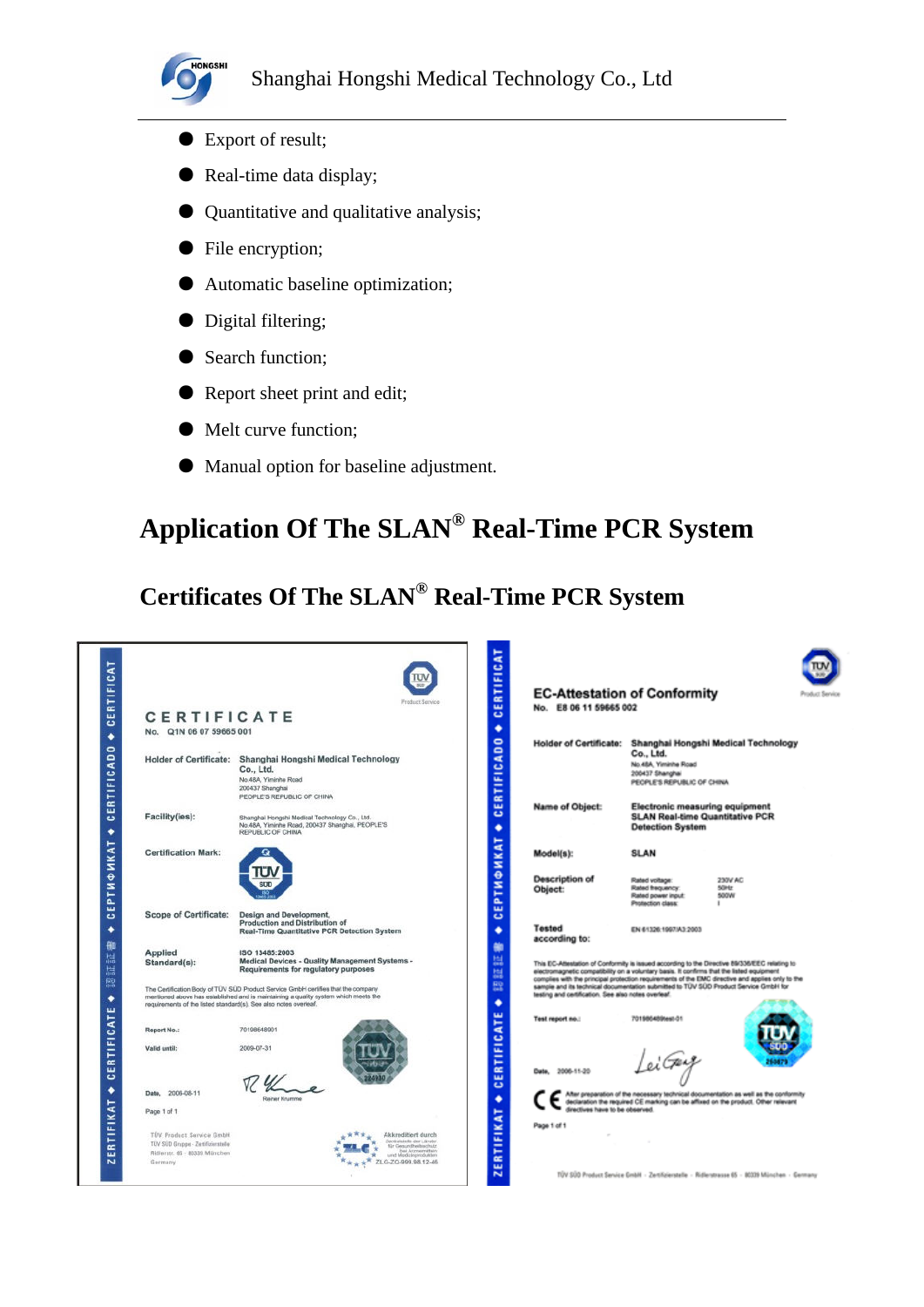- Export of result;
- Real-time data display;
- Quantitative and qualitative analysis;
- File encryption;
- Automatic baseline optimization;
- Digital filtering;
- Search function;
- Report sheet print and edit;
- Melt curve function;
- Manual option for baseline adjustment.

## Application Of The SLAN® Real-Time PCR System

## Certificates Of The SLAN® Real-Time PCR System

**CERTIFICATE**

No. Q1N 06 07 59665 001

Holder of Certificate: Shanghai Hongshi Medical Technology Co., Ltd.
No.48A, Yininhe Road
200437 Shanghai
PEOPLE'S REPUBLIC OF CHINA

Facility(ies): Shanghai Hongshi Medical Technology Co., Ltd.
No.48A, Yininhe Road, 200437 Shanghai, PEOPLE'S REPUBLIC OF CHINA

Certification Mark:

Scope of Certificate: Design and Development, Production and Distribution of Real-Time Quantitative PCR Detection System

Applied Standard(s): ISO 13485:2003
Medical Devices - Quality Management Systems - Requirements for regulatory purposes

The Certification Body of TÜV SÜD Product Service GmbH certifies that the company mentioned above has established and is maintaining a quality system which meets the requirements of the listed standard(s). See also notes overleaf.

Report No.: 70198648001

Valid until: 2009-07-31

Date, 2006-08-11

Rainer Krumme

Page 1 of 1

TÜV Product Service GmbH
TÜV SÜD Gruppe · Zertifizierstelle
Ridlerstr. 65 · 80339 München
Germany

Akkreditiert durch
ZLG-ZQ-999.98.12-46

**EC-Attestation of Conformity**

No. E8 06 11 59665 002

Holder of Certificate: Shanghai Hongshi Medical Technology Co., Ltd.
No.48A, Yininhe Road
200437 Shanghai
PEOPLE'S REPUBLIC OF CHINA

Name of Object: Electronic measuring equipment
SLAN Real-time Quantitative PCR Detection System

Model(s): SLAN

Description of Object:

| | |
|---|---|
| Rated voltage: | 230V AC |
| Rated frequency: | 50Hz |
| Rated power input: | 500W |
| Protection class: | I |

Tested according to: EN 61326:1997/A3:2003

This EC-Attestation of Conformity is issued according to the Directive 89/336/EEC relating to electromagnetic compatibility on a voluntary basis. It confirms that the listed equipment complies with the principal protection requirements of the EMC directive and applies only to the sample and its technical documentation submitted to TÜV SÜD Product Service GmbH for testing and certification. See also notes overleaf.

Test report no.: 70198648test-01

Date, 2006-11-20

After preparation of the necessary technical documentation as well as the conformity declaration the required CE marking can be affixed on the product. Other relevant directives have to be observed.

Page 1 of 1

TÜV SÜD Product Service GmbH · Zertifizierstelle · Ridlerstrasse 65 · 80339 München · Germany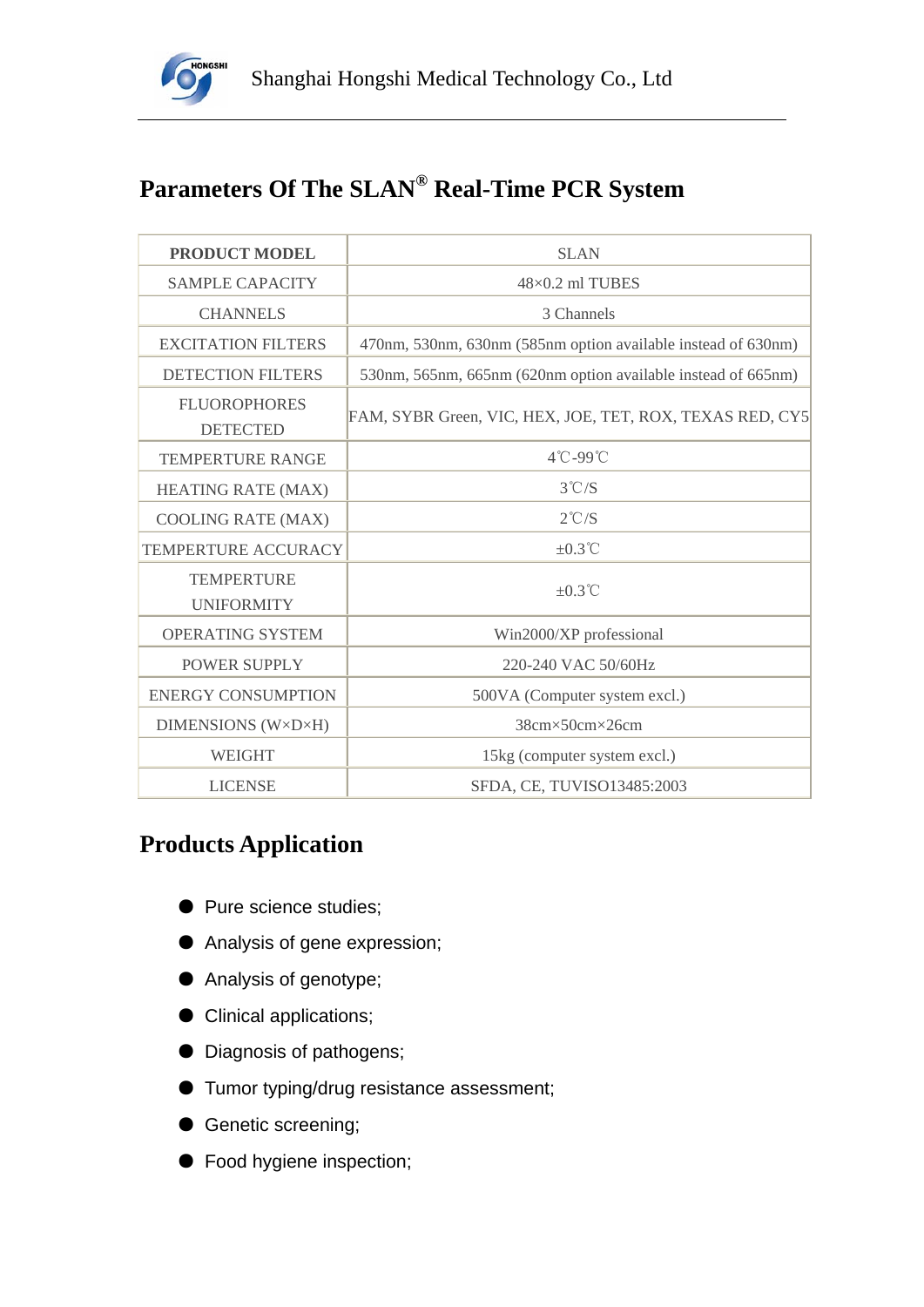## Parameters Of The SLAN® Real-Time PCR System

| PRODUCT MODEL | SLAN |
|---|---|
| SAMPLE CAPACITY | 48×0.2 ml TUBES |
| CHANNELS | 3 Channels |
| EXCITATION FILTERS | 470nm, 530nm, 630nm (585nm option available instead of 630nm) |
| DETECTION FILTERS | 530nm, 565nm, 665nm (620nm option available instead of 665nm) |
| FLUOROPHORES DETECTED | FAM, SYBR Green, VIC, HEX, JOE, TET, ROX, TEXAS RED, CY5 |
| TEMPERTURE RANGE | 4℃-99℃ |
| HEATING RATE (MAX) | 3℃/S |
| COOLING RATE (MAX) | 2℃/S |
| TEMPERTURE ACCURACY | ±0.3℃ |
| TEMPERTURE UNIFORMITY | ±0.3℃ |
| OPERATING SYSTEM | Win2000/XP professional |
| POWER SUPPLY | 220-240 VAC 50/60Hz |
| ENERGY CONSUMPTION | 500VA (Computer system excl.) |
| DIMENSIONS (W×D×H) | 38cm×50cm×26cm |
| WEIGHT | 15kg (computer system excl.) |
| LICENSE | SFDA, CE, TUVISO13485:2003 |

## Products Application

- Pure science studies;
- Analysis of gene expression;
- Analysis of genotype;
- Clinical applications;
- Diagnosis of pathogens;
- Tumor typing/drug resistance assessment;
- Genetic screening;
- Food hygiene inspection;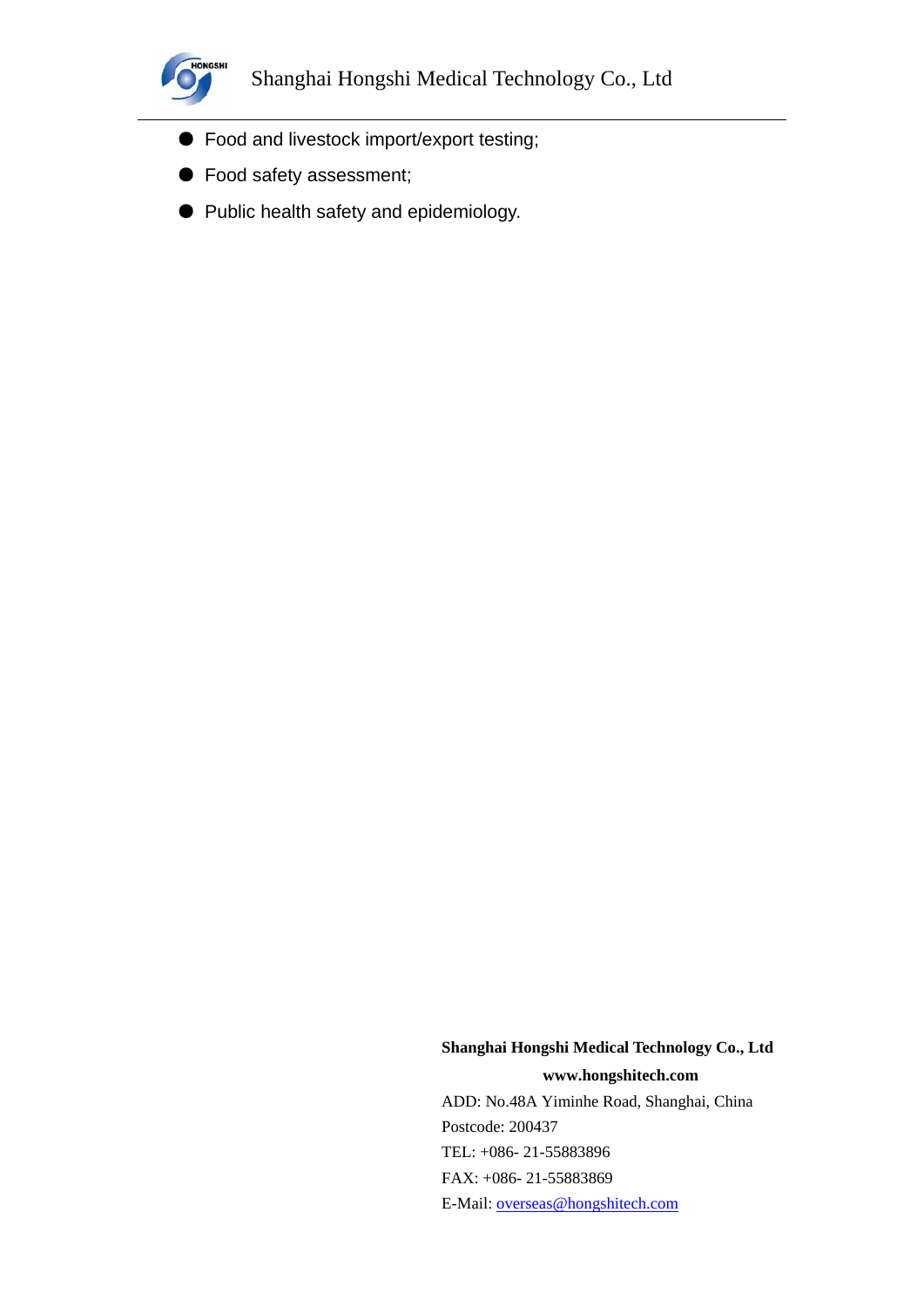- Food and livestock import/export testing;
- Food safety assessment;
- Public health safety and epidemiology.

**Shanghai Hongshi Medical Technology Co., Ltd**

**www.hongshitech.com**

ADD: No.48A Yiminhe Road, Shanghai, China

Postcode: 200437

TEL: +086- 21-55883896

FAX: +086- 21-55883869

E-Mail: overseas@hongshitech.com